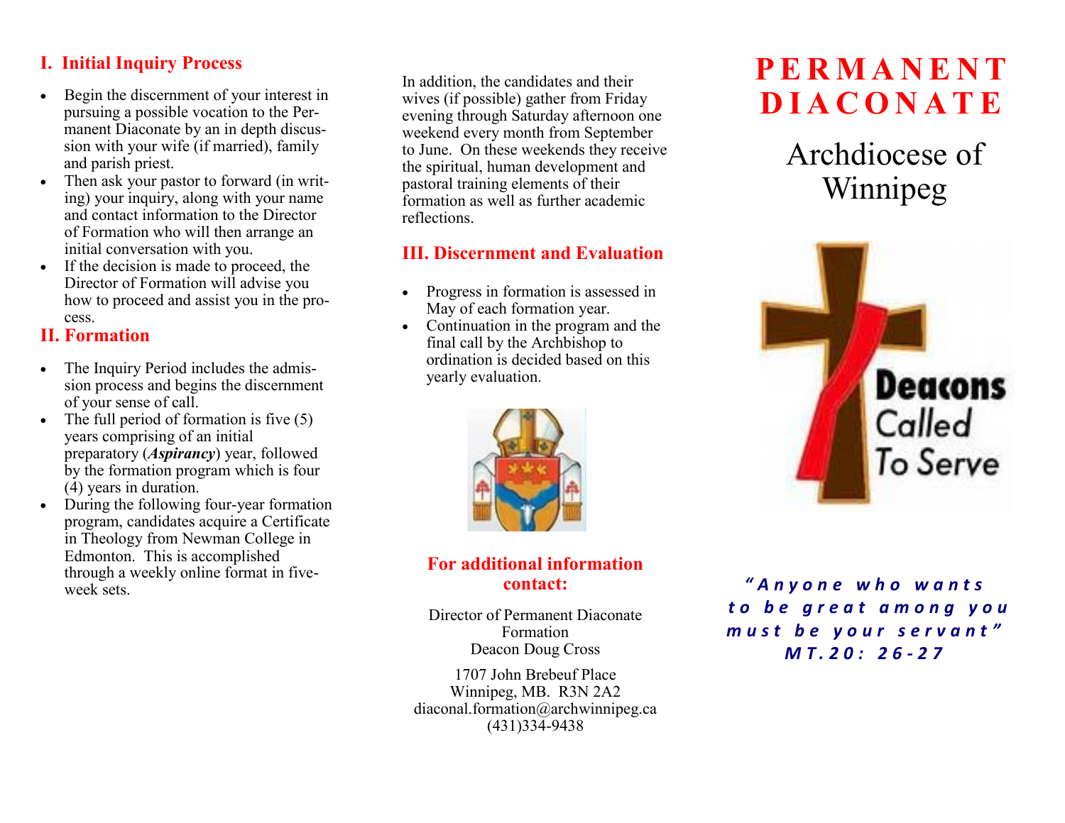## I. Initial Inquiry Process

- Begin the discernment of your interest in pursuing a possible vocation to the Permanent Diaconate by an in depth discussion with your wife (if married), family and parish priest.
- Then ask your pastor to forward (in writing) your inquiry, along with your name and contact information to the Director of Formation who will then arrange an initial conversation with you.
- If the decision is made to proceed, the Director of Formation will advise you how to proceed and assist you in the process.

## II. Formation

- The Inquiry Period includes the admission process and begins the discernment of your sense of call.
- The full period of formation is five (5) years comprising of an initial preparatory (***Aspirancy***) year, followed by the formation program which is four (4) years in duration.
- During the following four-year formation program, candidates acquire a Certificate in Theology from Newman College in Edmonton. This is accomplished through a weekly online format in five-week sets.

In addition, the candidates and their wives (if possible) gather from Friday evening through Saturday afternoon one weekend every month from September to June. On these weekends they receive the spiritual, human development and pastoral training elements of their formation as well as further academic reflections.

## III. Discernment and Evaluation

- Progress in formation is assessed in May of each formation year.
- Continuation in the program and the final call by the Archbishop to ordination is decided based on this yearly evaluation.

### For additional information contact:

Director of Permanent Diaconate Formation
Deacon Doug Cross

1707 John Brebeuf Place
Winnipeg, MB. R3N 2A2
diaconal.formation@archwinnipeg.ca
(431)334-9438

# PERMANENT DIACONATE

## Archdiocese of Winnipeg

**Deacons** Called To Serve

***"Anyone who wants to be great among you must be your servant" MT.20: 26-27***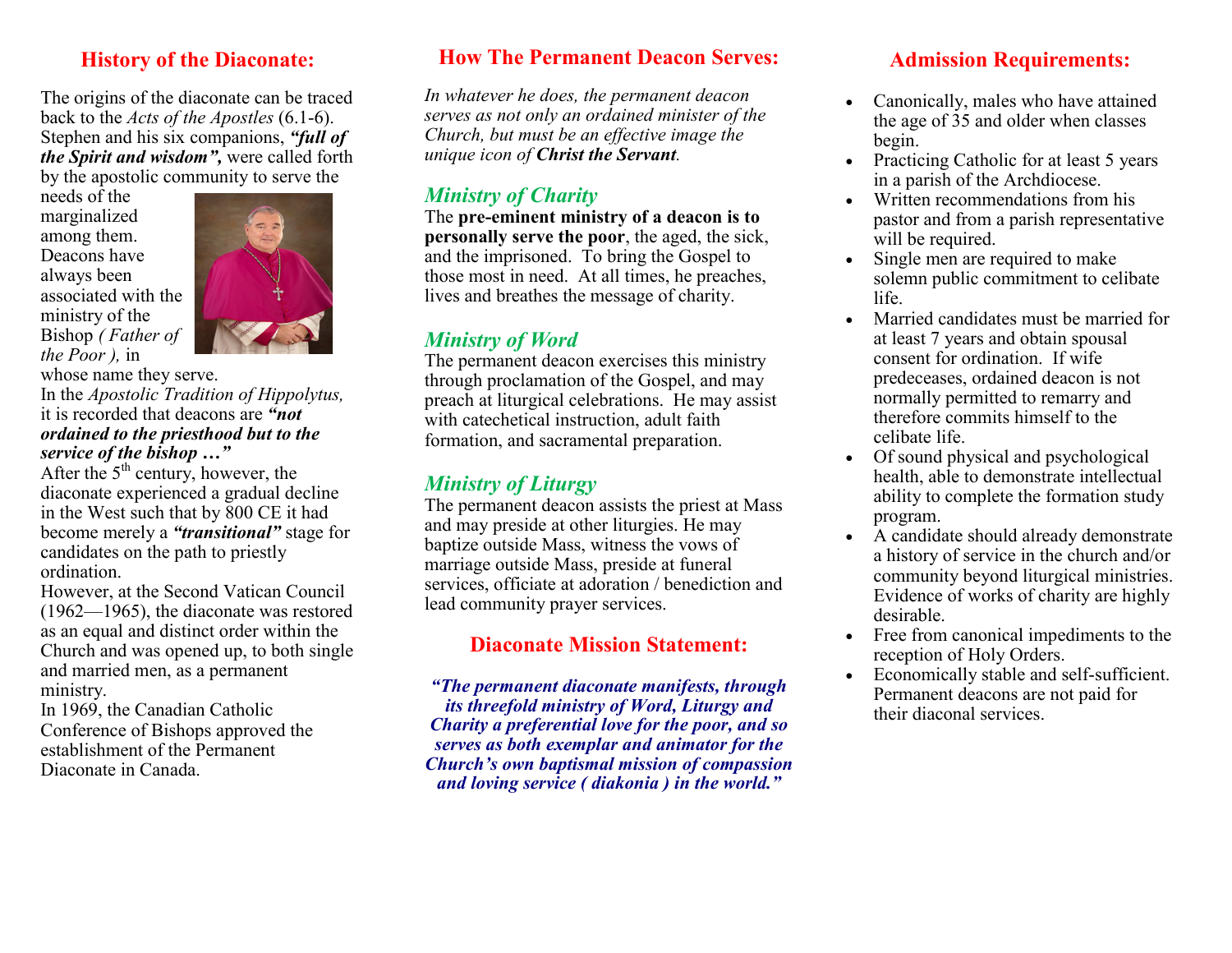## History of the Diaconate:

The origins of the diaconate can be traced back to the *Acts of the Apostles* (6.1-6). Stephen and his six companions, ***"full of the Spirit and wisdom",*** were called forth by the apostolic community to serve the needs of the marginalized among them. Deacons have always been associated with the ministry of the Bishop *( Father of the Poor ),* in whose name they serve.

In the *Apostolic Tradition of Hippolytus,* it is recorded that deacons are ***"not ordained to the priesthood but to the service of the bishop …"***

After the 5th century, however, the diaconate experienced a gradual decline in the West such that by 800 CE it had become merely a ***"transitional"*** stage for candidates on the path to priestly ordination.

However, at the Second Vatican Council (1962—1965), the diaconate was restored as an equal and distinct order within the Church and was opened up, to both single and married men, as a permanent ministry.

In 1969, the Canadian Catholic Conference of Bishops approved the establishment of the Permanent Diaconate in Canada.

## How The Permanent Deacon Serves:

*In whatever he does, the permanent deacon serves as not only an ordained minister of the Church, but must be an effective image the unique icon of* ***Christ the Servant****.*

### *Ministry of Charity*

The **pre-eminent ministry of a deacon is to personally serve the poor**, the aged, the sick, and the imprisoned. To bring the Gospel to those most in need. At all times, he preaches, lives and breathes the message of charity.

### *Ministry of Word*

The permanent deacon exercises this ministry through proclamation of the Gospel, and may preach at liturgical celebrations. He may assist with catechetical instruction, adult faith formation, and sacramental preparation.

### *Ministry of Liturgy*

The permanent deacon assists the priest at Mass and may preside at other liturgies. He may baptize outside Mass, witness the vows of marriage outside Mass, preside at funeral services, officiate at adoration / benediction and lead community prayer services.

## Diaconate Mission Statement:

***"The permanent diaconate manifests, through its threefold ministry of Word, Liturgy and Charity a preferential love for the poor, and so serves as both exemplar and animator for the Church's own baptismal mission of compassion and loving service ( diakonia ) in the world."***

## Admission Requirements:

- Canonically, males who have attained the age of 35 and older when classes begin.
- Practicing Catholic for at least 5 years in a parish of the Archdiocese.
- Written recommendations from his pastor and from a parish representative will be required.
- Single men are required to make solemn public commitment to celibate life.
- Married candidates must be married for at least 7 years and obtain spousal consent for ordination. If wife predeceases, ordained deacon is not normally permitted to remarry and therefore commits himself to the celibate life.
- Of sound physical and psychological health, able to demonstrate intellectual ability to complete the formation study program.
- A candidate should already demonstrate a history of service in the church and/or community beyond liturgical ministries. Evidence of works of charity are highly desirable.
- Free from canonical impediments to the reception of Holy Orders.
- Economically stable and self-sufficient. Permanent deacons are not paid for their diaconal services.